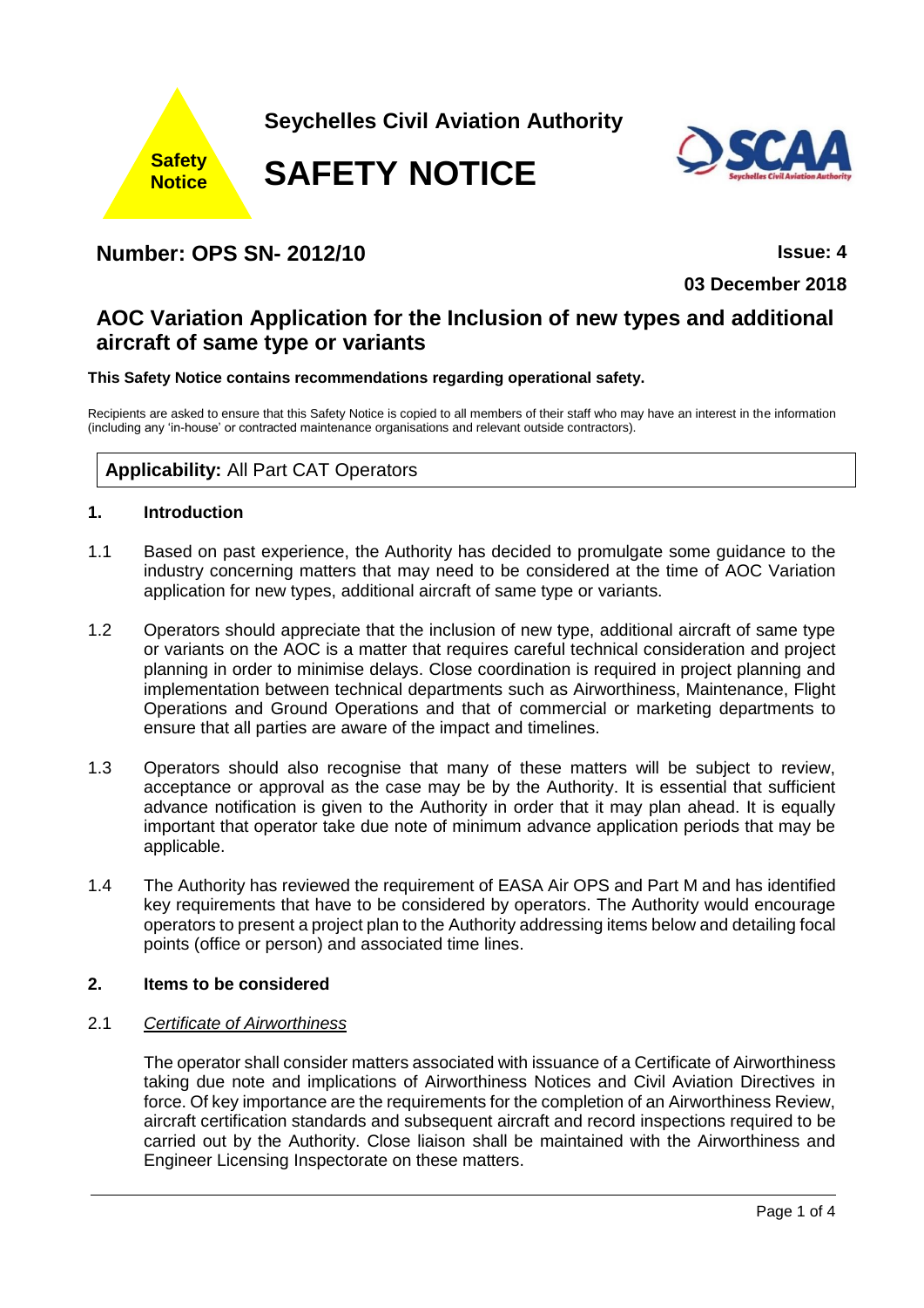Safety Notice

**Seychelles Civil Aviation Authority**

# SAFETY NOTICE

## Number: OPS SN- 2012/10

**Issue: 4**

**03 December 2018**

## AOC Variation Application for the Inclusion of new types and additional aircraft of same type or variants

**This Safety Notice contains recommendations regarding operational safety.**

Recipients are asked to ensure that this Safety Notice is copied to all members of their staff who may have an interest in the information (including any 'in-house' or contracted maintenance organisations and relevant outside contractors).

**Applicability:** All Part CAT Operators

### 1. Introduction

1.1 Based on past experience, the Authority has decided to promulgate some guidance to the industry concerning matters that may need to be considered at the time of AOC Variation application for new types, additional aircraft of same type or variants.

1.2 Operators should appreciate that the inclusion of new type, additional aircraft of same type or variants on the AOC is a matter that requires careful technical consideration and project planning in order to minimise delays. Close coordination is required in project planning and implementation between technical departments such as Airworthiness, Maintenance, Flight Operations and Ground Operations and that of commercial or marketing departments to ensure that all parties are aware of the impact and timelines.

1.3 Operators should also recognise that many of these matters will be subject to review, acceptance or approval as the case may be by the Authority. It is essential that sufficient advance notification is given to the Authority in order that it may plan ahead. It is equally important that operator take due note of minimum advance application periods that may be applicable.

1.4 The Authority has reviewed the requirement of EASA Air OPS and Part M and has identified key requirements that have to be considered by operators. The Authority would encourage operators to present a project plan to the Authority addressing items below and detailing focal points (office or person) and associated time lines.

### 2. Items to be considered

2.1 *Certificate of Airworthiness*

The operator shall consider matters associated with issuance of a Certificate of Airworthiness taking due note and implications of Airworthiness Notices and Civil Aviation Directives in force. Of key importance are the requirements for the completion of an Airworthiness Review, aircraft certification standards and subsequent aircraft and record inspections required to be carried out by the Authority. Close liaison shall be maintained with the Airworthiness and Engineer Licensing Inspectorate on these matters.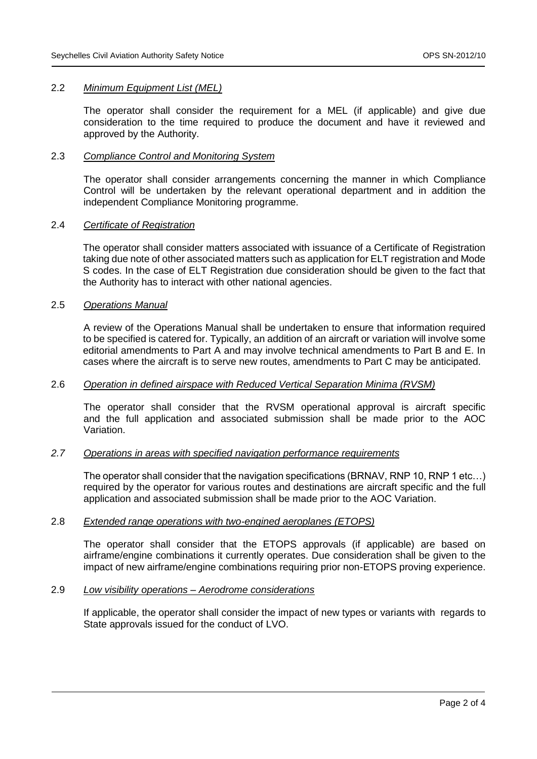### 2.2 *Minimum Equipment List (MEL)*

The operator shall consider the requirement for a MEL (if applicable) and give due consideration to the time required to produce the document and have it reviewed and approved by the Authority.

### 2.3 *Compliance Control and Monitoring System*

The operator shall consider arrangements concerning the manner in which Compliance Control will be undertaken by the relevant operational department and in addition the independent Compliance Monitoring programme.

### 2.4 *Certificate of Registration*

The operator shall consider matters associated with issuance of a Certificate of Registration taking due note of other associated matters such as application for ELT registration and Mode S codes. In the case of ELT Registration due consideration should be given to the fact that the Authority has to interact with other national agencies.

### 2.5 *Operations Manual*

A review of the Operations Manual shall be undertaken to ensure that information required to be specified is catered for. Typically, an addition of an aircraft or variation will involve some editorial amendments to Part A and may involve technical amendments to Part B and E. In cases where the aircraft is to serve new routes, amendments to Part C may be anticipated.

### 2.6 *Operation in defined airspace with Reduced Vertical Separation Minima (RVSM)*

The operator shall consider that the RVSM operational approval is aircraft specific and the full application and associated submission shall be made prior to the AOC Variation.

### *2.7* *Operations in areas with specified navigation performance requirements*

The operator shall consider that the navigation specifications (BRNAV, RNP 10, RNP 1 etc…) required by the operator for various routes and destinations are aircraft specific and the full application and associated submission shall be made prior to the AOC Variation.

### 2.8 *Extended range operations with two-engined aeroplanes (ETOPS)*

The operator shall consider that the ETOPS approvals (if applicable) are based on airframe/engine combinations it currently operates. Due consideration shall be given to the impact of new airframe/engine combinations requiring prior non-ETOPS proving experience.

### 2.9 *Low visibility operations – Aerodrome considerations*

If applicable, the operator shall consider the impact of new types or variants with regards to State approvals issued for the conduct of LVO.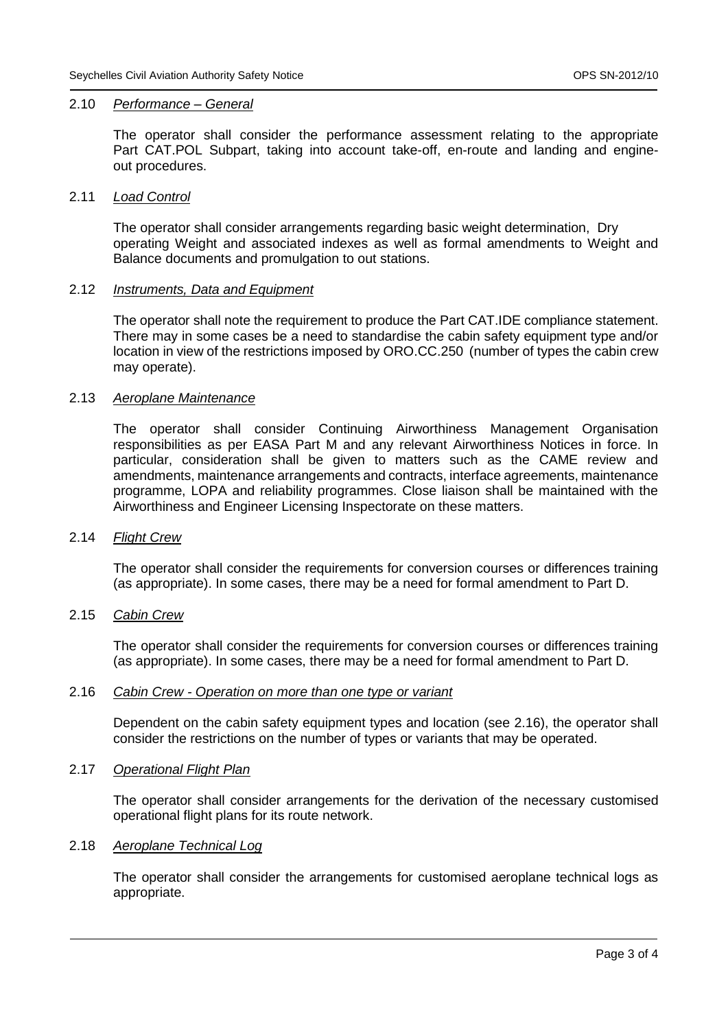2.10 *Performance – General*

The operator shall consider the performance assessment relating to the appropriate Part CAT.POL Subpart, taking into account take-off, en-route and landing and engine-out procedures.

2.11 *Load Control*

The operator shall consider arrangements regarding basic weight determination, Dry operating Weight and associated indexes as well as formal amendments to Weight and Balance documents and promulgation to out stations.

2.12 *Instruments, Data and Equipment*

The operator shall note the requirement to produce the Part CAT.IDE compliance statement. There may in some cases be a need to standardise the cabin safety equipment type and/or location in view of the restrictions imposed by ORO.CC.250 (number of types the cabin crew may operate).

2.13 *Aeroplane Maintenance*

The operator shall consider Continuing Airworthiness Management Organisation responsibilities as per EASA Part M and any relevant Airworthiness Notices in force. In particular, consideration shall be given to matters such as the CAME review and amendments, maintenance arrangements and contracts, interface agreements, maintenance programme, LOPA and reliability programmes. Close liaison shall be maintained with the Airworthiness and Engineer Licensing Inspectorate on these matters.

2.14 *Flight Crew*

The operator shall consider the requirements for conversion courses or differences training (as appropriate). In some cases, there may be a need for formal amendment to Part D.

2.15 *Cabin Crew*

The operator shall consider the requirements for conversion courses or differences training (as appropriate). In some cases, there may be a need for formal amendment to Part D.

2.16 *Cabin Crew - Operation on more than one type or variant*

Dependent on the cabin safety equipment types and location (see 2.16), the operator shall consider the restrictions on the number of types or variants that may be operated.

2.17 *Operational Flight Plan*

The operator shall consider arrangements for the derivation of the necessary customised operational flight plans for its route network.

2.18 *Aeroplane Technical Log*

The operator shall consider the arrangements for customised aeroplane technical logs as appropriate.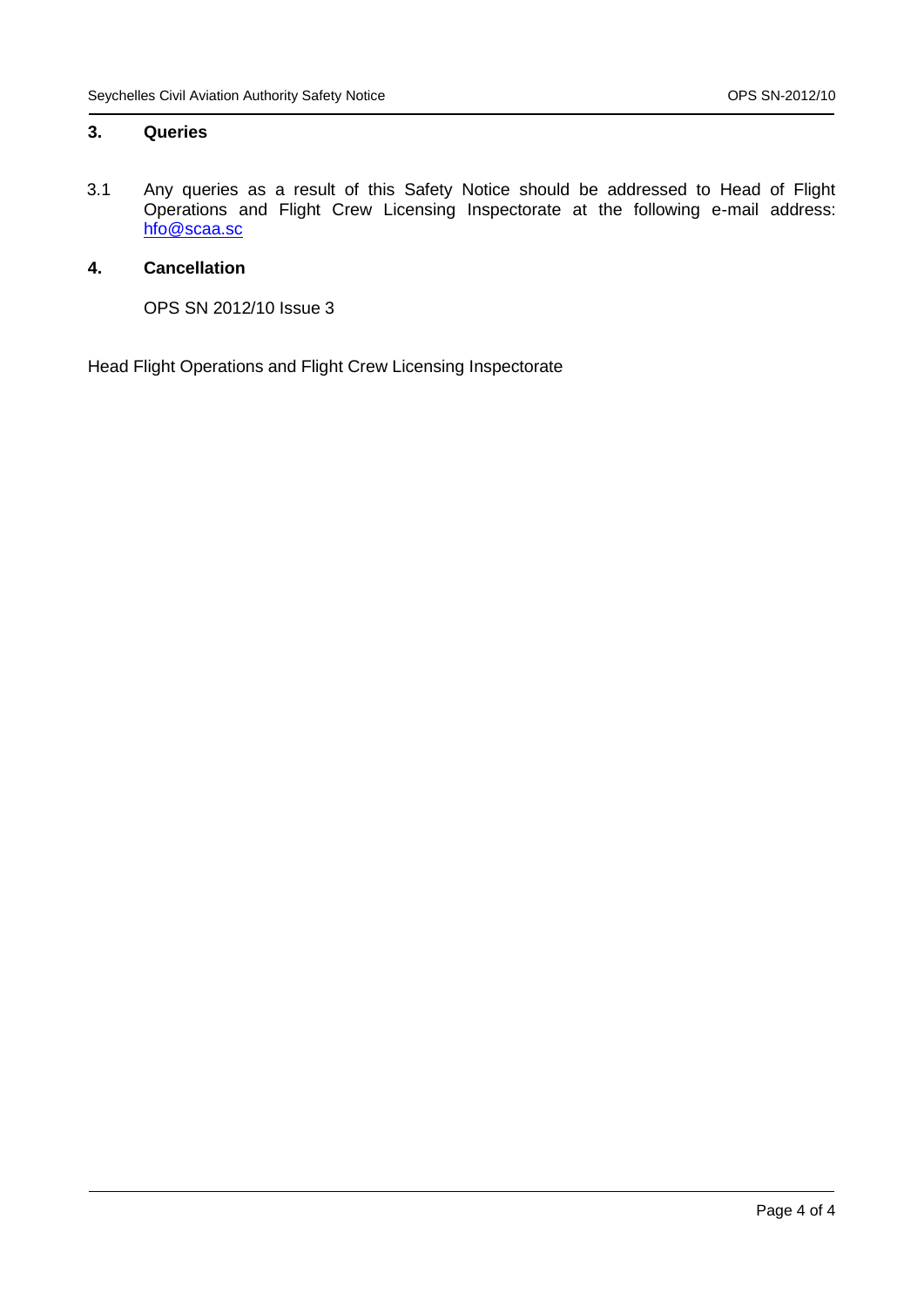## 3. Queries

3.1 Any queries as a result of this Safety Notice should be addressed to Head of Flight Operations and Flight Crew Licensing Inspectorate at the following e-mail address: hfo@scaa.sc

## 4. Cancellation

OPS SN 2012/10 Issue 3

Head Flight Operations and Flight Crew Licensing Inspectorate